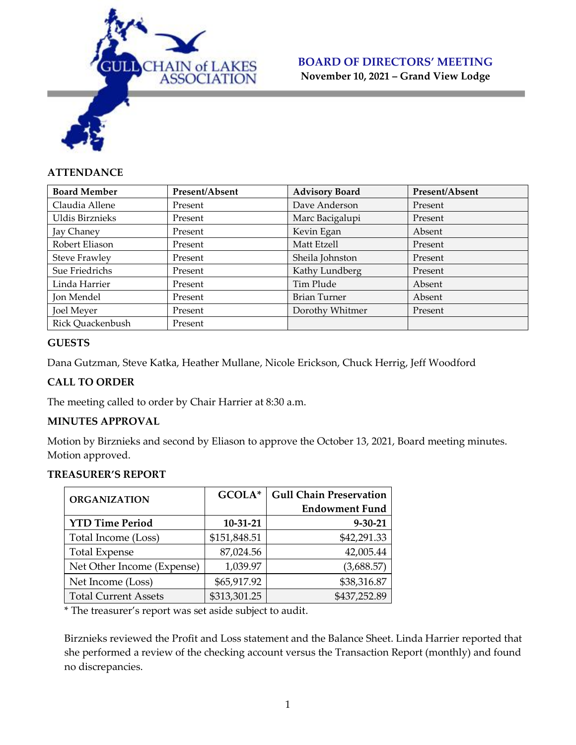# GULL CHAIN of LAKES ASSOCIATION

## BOARD OF DIRECTORS' MEETING

**November 10, 2021 – Grand View Lodge**

### ATTENDANCE

| Board Member | Present/Absent | Advisory Board | Present/Absent |
|---|---|---|---|
| Claudia Allene | Present | Dave Anderson | Present |
| Uldis Birznieks | Present | Marc Bacigalupi | Present |
| Jay Chaney | Present | Kevin Egan | Absent |
| Robert Eliason | Present | Matt Etzell | Present |
| Steve Frawley | Present | Sheila Johnston | Present |
| Sue Friedrichs | Present | Kathy Lundberg | Present |
| Linda Harrier | Present | Tim Plude | Absent |
| Jon Mendel | Present | Brian Turner | Absent |
| Joel Meyer | Present | Dorothy Whitmer | Present |
| Rick Quackenbush | Present | | |

### GUESTS

Dana Gutzman, Steve Katka, Heather Mullane, Nicole Erickson, Chuck Herrig, Jeff Woodford

### CALL TO ORDER

The meeting called to order by Chair Harrier at 8:30 a.m.

### MINUTES APPROVAL

Motion by Birznieks and second by Eliason to approve the October 13, 2021, Board meeting minutes. Motion approved.

### TREASURER'S REPORT

| ORGANIZATION | GCOLA* | Gull Chain Preservation Endowment Fund |
|---|---|---|
| **YTD Time Period** | **10-31-21** | **9-30-21** |
| Total Income (Loss) | $151,848.51 | $42,291.33 |
| Total Expense | 87,024.56 | 42,005.44 |
| Net Other Income (Expense) | 1,039.97 | (3,688.57) |
| Net Income (Loss) | $65,917.92 | $38,316.87 |
| Total Current Assets | $313,301.25 | $437,252.89 |

* The treasurer's report was set aside subject to audit.

Birznieks reviewed the Profit and Loss statement and the Balance Sheet. Linda Harrier reported that she performed a review of the checking account versus the Transaction Report (monthly) and found no discrepancies.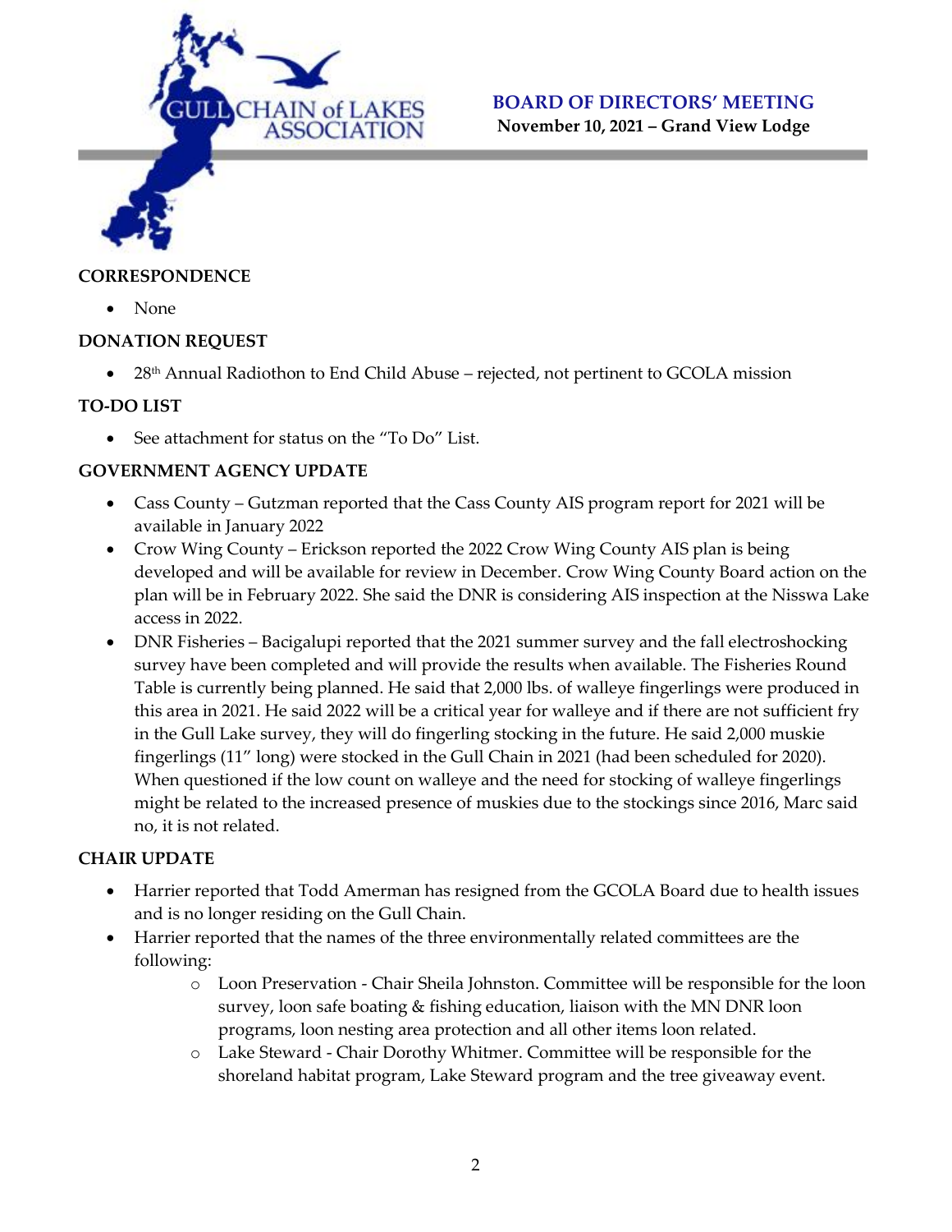## CORRESPONDENCE

- None

## DONATION REQUEST

- 28th Annual Radiothon to End Child Abuse – rejected, not pertinent to GCOLA mission

## TO-DO LIST

- See attachment for status on the "To Do" List.

## GOVERNMENT AGENCY UPDATE

- Cass County – Gutzman reported that the Cass County AIS program report for 2021 will be available in January 2022
- Crow Wing County – Erickson reported the 2022 Crow Wing County AIS plan is being developed and will be available for review in December. Crow Wing County Board action on the plan will be in February 2022. She said the DNR is considering AIS inspection at the Nisswa Lake access in 2022.
- DNR Fisheries – Bacigalupi reported that the 2021 summer survey and the fall electroshocking survey have been completed and will provide the results when available. The Fisheries Round Table is currently being planned. He said that 2,000 lbs. of walleye fingerlings were produced in this area in 2021. He said 2022 will be a critical year for walleye and if there are not sufficient fry in the Gull Lake survey, they will do fingerling stocking in the future. He said 2,000 muskie fingerlings (11" long) were stocked in the Gull Chain in 2021 (had been scheduled for 2020). When questioned if the low count on walleye and the need for stocking of walleye fingerlings might be related to the increased presence of muskies due to the stockings since 2016, Marc said no, it is not related.

## CHAIR UPDATE

- Harrier reported that Todd Amerman has resigned from the GCOLA Board due to health issues and is no longer residing on the Gull Chain.
- Harrier reported that the names of the three environmentally related committees are the following:
  - Loon Preservation - Chair Sheila Johnston. Committee will be responsible for the loon survey, loon safe boating & fishing education, liaison with the MN DNR loon programs, loon nesting area protection and all other items loon related.
  - Lake Steward - Chair Dorothy Whitmer. Committee will be responsible for the shoreland habitat program, Lake Steward program and the tree giveaway event.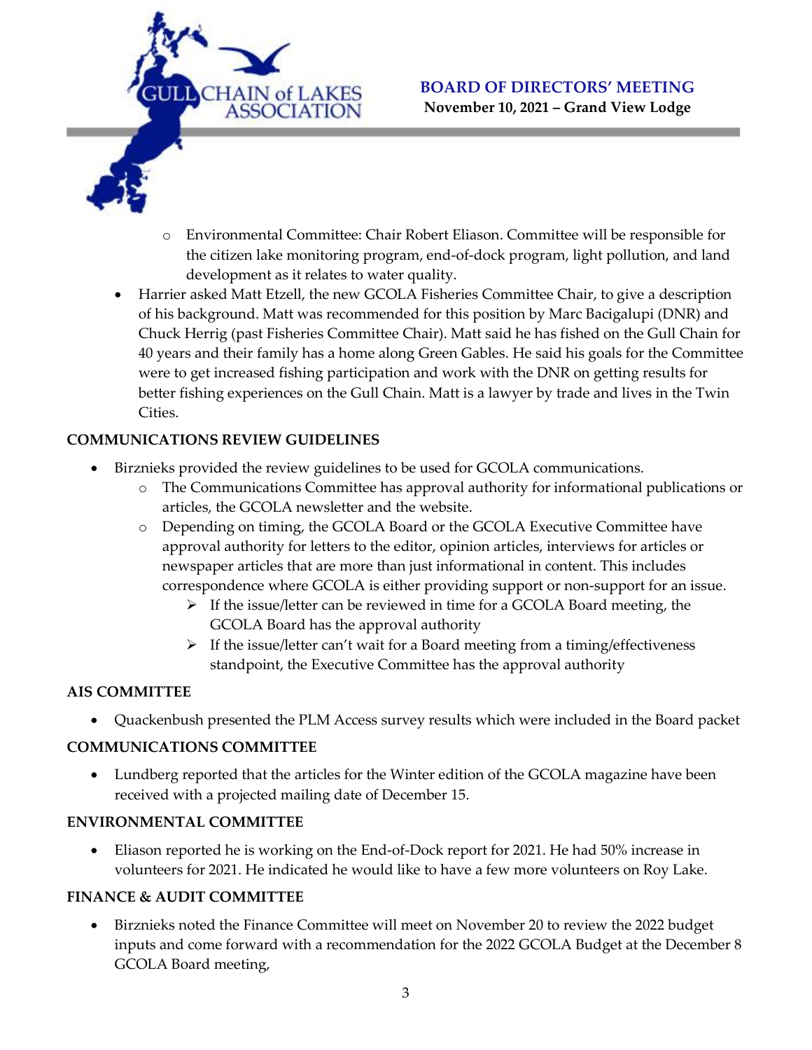- Environmental Committee: Chair Robert Eliason. Committee will be responsible for the citizen lake monitoring program, end-of-dock program, light pollution, and land development as it relates to water quality.

- Harrier asked Matt Etzell, the new GCOLA Fisheries Committee Chair, to give a description of his background. Matt was recommended for this position by Marc Bacigalupi (DNR) and Chuck Herrig (past Fisheries Committee Chair). Matt said he has fished on the Gull Chain for 40 years and their family has a home along Green Gables. He said his goals for the Committee were to get increased fishing participation and work with the DNR on getting results for better fishing experiences on the Gull Chain. Matt is a lawyer by trade and lives in the Twin Cities.

**COMMUNICATIONS REVIEW GUIDELINES**

- Birznieks provided the review guidelines to be used for GCOLA communications.
  - The Communications Committee has approval authority for informational publications or articles, the GCOLA newsletter and the website.
  - Depending on timing, the GCOLA Board or the GCOLA Executive Committee have approval authority for letters to the editor, opinion articles, interviews for articles or newspaper articles that are more than just informational in content. This includes correspondence where GCOLA is either providing support or non-support for an issue.
    - If the issue/letter can be reviewed in time for a GCOLA Board meeting, the GCOLA Board has the approval authority
    - If the issue/letter can't wait for a Board meeting from a timing/effectiveness standpoint, the Executive Committee has the approval authority

**AIS COMMITTEE**

- Quackenbush presented the PLM Access survey results which were included in the Board packet

**COMMUNICATIONS COMMITTEE**

- Lundberg reported that the articles for the Winter edition of the GCOLA magazine have been received with a projected mailing date of December 15.

**ENVIRONMENTAL COMMITTEE**

- Eliason reported he is working on the End-of-Dock report for 2021. He had 50% increase in volunteers for 2021. He indicated he would like to have a few more volunteers on Roy Lake.

**FINANCE & AUDIT COMMITTEE**

- Birznieks noted the Finance Committee will meet on November 20 to review the 2022 budget inputs and come forward with a recommendation for the 2022 GCOLA Budget at the December 8 GCOLA Board meeting,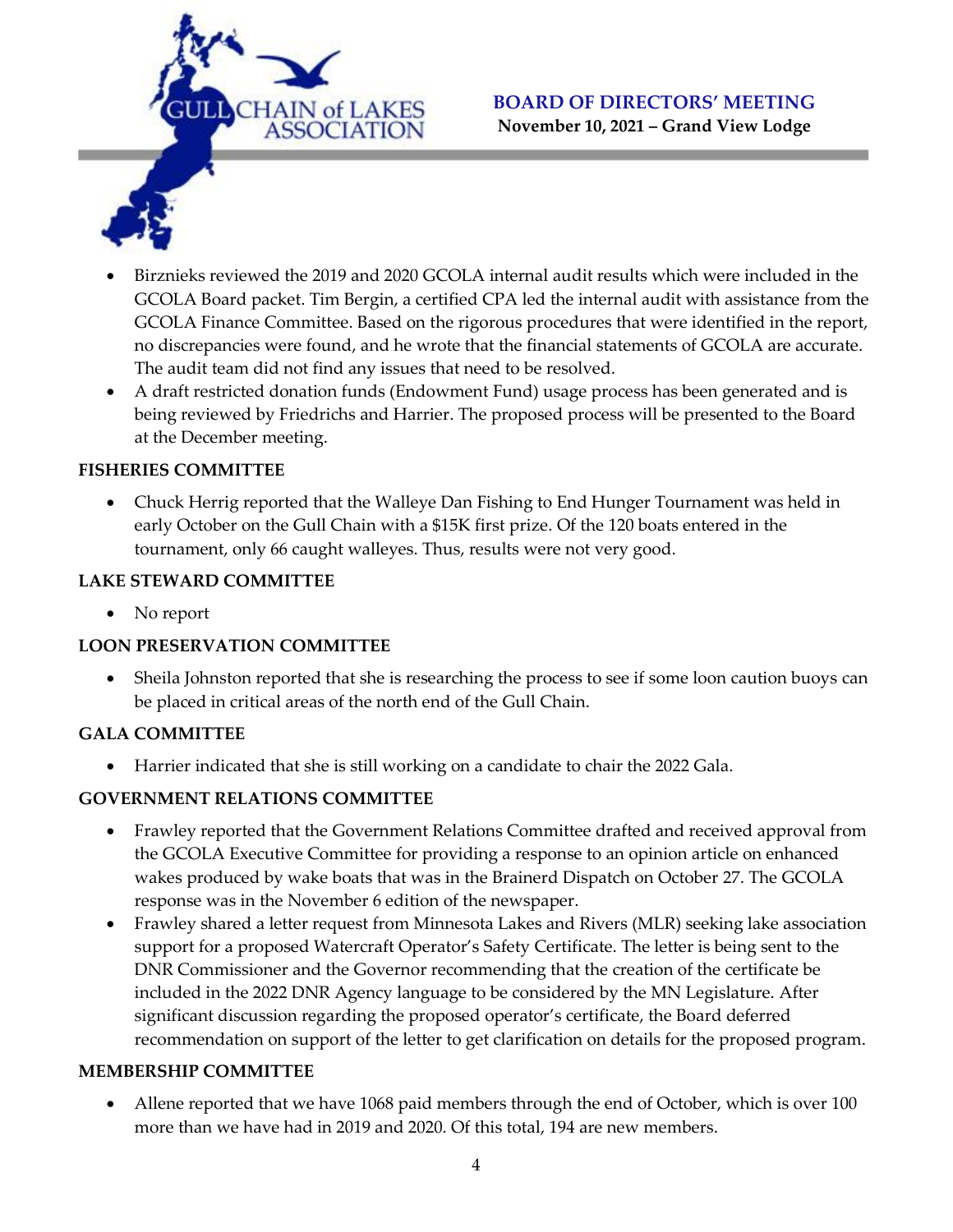- Birznieks reviewed the 2019 and 2020 GCOLA internal audit results which were included in the GCOLA Board packet. Tim Bergin, a certified CPA led the internal audit with assistance from the GCOLA Finance Committee. Based on the rigorous procedures that were identified in the report, no discrepancies were found, and he wrote that the financial statements of GCOLA are accurate. The audit team did not find any issues that need to be resolved.
- A draft restricted donation funds (Endowment Fund) usage process has been generated and is being reviewed by Friedrichs and Harrier. The proposed process will be presented to the Board at the December meeting.

**FISHERIES COMMITTEE**

- Chuck Herrig reported that the Walleye Dan Fishing to End Hunger Tournament was held in early October on the Gull Chain with a $15K first prize. Of the 120 boats entered in the tournament, only 66 caught walleyes. Thus, results were not very good.

**LAKE STEWARD COMMITTEE**

- No report

**LOON PRESERVATION COMMITTEE**

- Sheila Johnston reported that she is researching the process to see if some loon caution buoys can be placed in critical areas of the north end of the Gull Chain.

**GALA COMMITTEE**

- Harrier indicated that she is still working on a candidate to chair the 2022 Gala.

**GOVERNMENT RELATIONS COMMITTEE**

- Frawley reported that the Government Relations Committee drafted and received approval from the GCOLA Executive Committee for providing a response to an opinion article on enhanced wakes produced by wake boats that was in the Brainerd Dispatch on October 27. The GCOLA response was in the November 6 edition of the newspaper.
- Frawley shared a letter request from Minnesota Lakes and Rivers (MLR) seeking lake association support for a proposed Watercraft Operator's Safety Certificate. The letter is being sent to the DNR Commissioner and the Governor recommending that the creation of the certificate be included in the 2022 DNR Agency language to be considered by the MN Legislature. After significant discussion regarding the proposed operator's certificate, the Board deferred recommendation on support of the letter to get clarification on details for the proposed program.

**MEMBERSHIP COMMITTEE**

- Allene reported that we have 1068 paid members through the end of October, which is over 100 more than we have had in 2019 and 2020. Of this total, 194 are new members.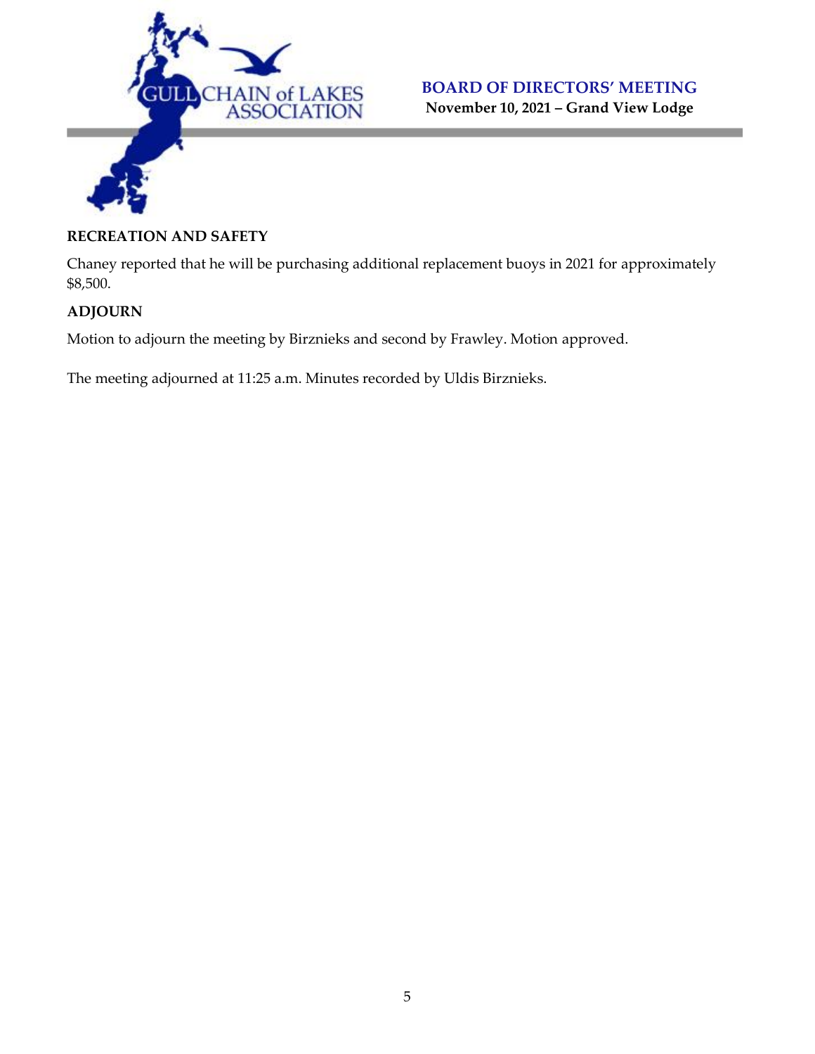## RECREATION AND SAFETY

Chaney reported that he will be purchasing additional replacement buoys in 2021 for approximately $8,500.

## ADJOURN

Motion to adjourn the meeting by Birznieks and second by Frawley. Motion approved.

The meeting adjourned at 11:25 a.m. Minutes recorded by Uldis Birznieks.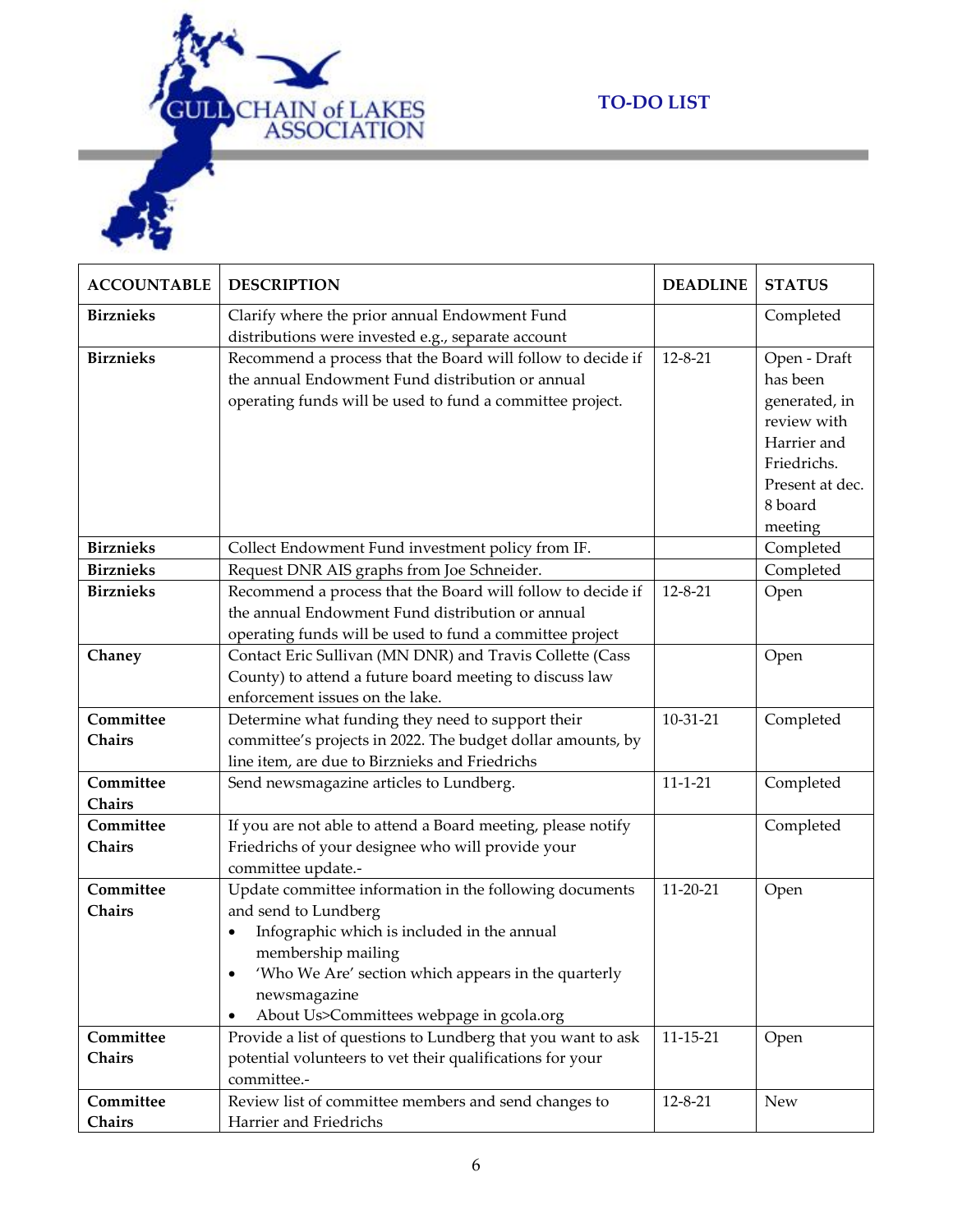# TO-DO LIST

| ACCOUNTABLE | DESCRIPTION | DEADLINE | STATUS |
|---|---|---|---|
| **Birznieks** | Clarify where the prior annual Endowment Fund distributions were invested e.g., separate account | | Completed |
| **Birznieks** | Recommend a process that the Board will follow to decide if the annual Endowment Fund distribution or annual operating funds will be used to fund a committee project. | 12-8-21 | Open - Draft has been generated, in review with Harrier and Friedrichs. Present at dec. 8 board meeting |
| **Birznieks** | Collect Endowment Fund investment policy from IF. | | Completed |
| **Birznieks** | Request DNR AIS graphs from Joe Schneider. | | Completed |
| **Birznieks** | Recommend a process that the Board will follow to decide if the annual Endowment Fund distribution or annual operating funds will be used to fund a committee project | 12-8-21 | Open |
| **Chaney** | Contact Eric Sullivan (MN DNR) and Travis Collette (Cass County) to attend a future board meeting to discuss law enforcement issues on the lake. | | Open |
| **Committee Chairs** | Determine what funding they need to support their committee's projects in 2022. The budget dollar amounts, by line item, are due to Birznieks and Friedrichs | 10-31-21 | Completed |
| **Committee Chairs** | Send newsmagazine articles to Lundberg. | 11-1-21 | Completed |
| **Committee Chairs** | If you are not able to attend a Board meeting, please notify Friedrichs of your designee who will provide your committee update.- | | Completed |
| **Committee Chairs** | Update committee information in the following documents and send to Lundberg<br>• Infographic which is included in the annual membership mailing<br>• 'Who We Are' section which appears in the quarterly newsmagazine<br>• About Us>Committees webpage in gcola.org | 11-20-21 | Open |
| **Committee Chairs** | Provide a list of questions to Lundberg that you want to ask potential volunteers to vet their qualifications for your committee.- | 11-15-21 | Open |
| **Committee Chairs** | Review list of committee members and send changes to Harrier and Friedrichs | 12-8-21 | New |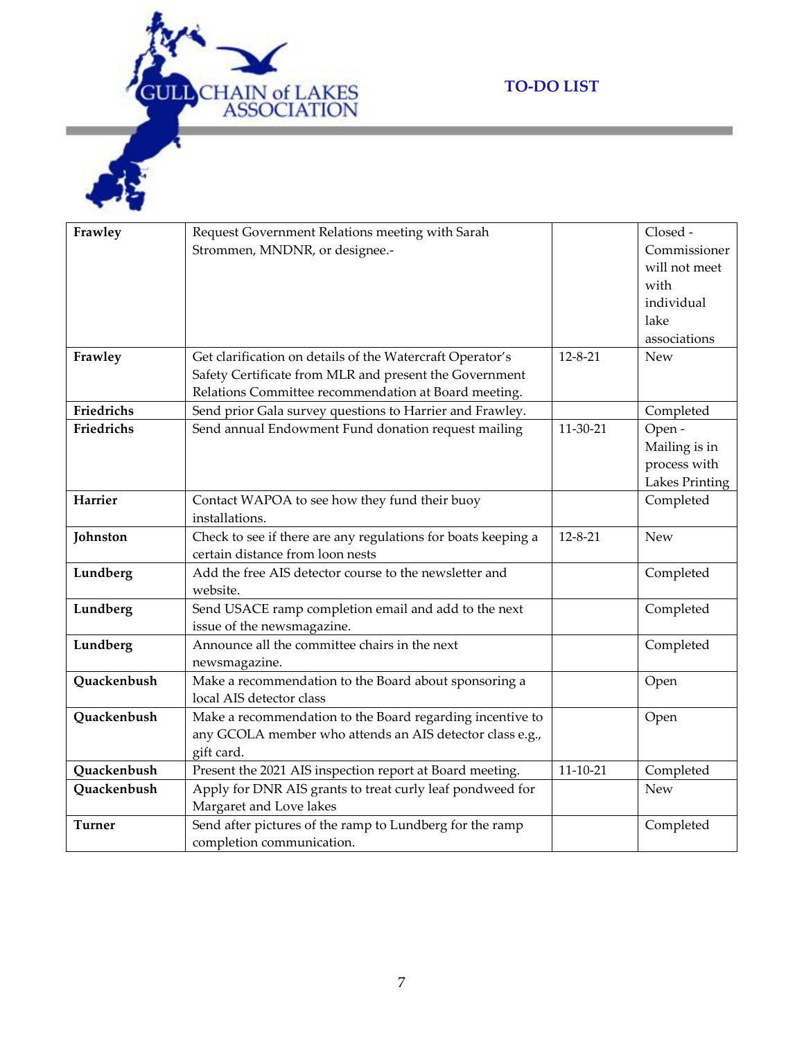GULL CHAIN of LAKES ASSOCIATION

## TO-DO LIST

| | | | |
|---|---|---|---|
| **Frawley** | Request Government Relations meeting with Sarah Strommen, MNDNR, or designee.- | | Closed - Commissioner will not meet with individual lake associations |
| **Frawley** | Get clarification on details of the Watercraft Operator's Safety Certificate from MLR and present the Government Relations Committee recommendation at Board meeting. | 12-8-21 | New |
| **Friedrichs** | Send prior Gala survey questions to Harrier and Frawley. | | Completed |
| **Friedrichs** | Send annual Endowment Fund donation request mailing | 11-30-21 | Open - Mailing is in process with Lakes Printing |
| **Harrier** | Contact WAPOA to see how they fund their buoy installations. | | Completed |
| **Johnston** | Check to see if there are any regulations for boats keeping a certain distance from loon nests | 12-8-21 | New |
| **Lundberg** | Add the free AIS detector course to the newsletter and website. | | Completed |
| **Lundberg** | Send USACE ramp completion email and add to the next issue of the newsmagazine. | | Completed |
| **Lundberg** | Announce all the committee chairs in the next newsmagazine. | | Completed |
| **Quackenbush** | Make a recommendation to the Board about sponsoring a local AIS detector class | | Open |
| **Quackenbush** | Make a recommendation to the Board regarding incentive to any GCOLA member who attends an AIS detector class e.g., gift card. | | Open |
| **Quackenbush** | Present the 2021 AIS inspection report at Board meeting. | 11-10-21 | Completed |
| **Quackenbush** | Apply for DNR AIS grants to treat curly leaf pondweed for Margaret and Love lakes | | New |
| **Turner** | Send after pictures of the ramp to Lundberg for the ramp completion communication. | | Completed |